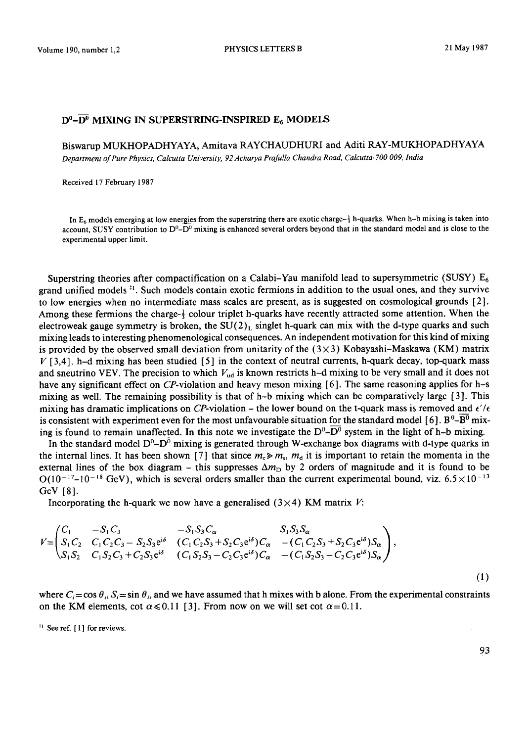# $D^0$–$\overline{D^0}$ MIXING IN SUPERSTRING-INSPIRED $E_6$ MODELS

Biswarup MUKHOPADHYAYA, Amitava RAYCHAUDHURI and Aditi RAY-MUKHOPADHYAYA

*Department of Pure Physics, Calcutta University, 92 Acharya Prafulla Chandra Road, Calcutta-700 009, India*

Received 17 February 1987

In $E_6$ models emerging at low energies from the superstring there are exotic charge-$\frac{1}{3}$ h-quarks. When h–b mixing is taken into account, SUSY contribution to $D^0$–$\overline{D^0}$ mixing is enhanced several orders beyond that in the standard model and is close to the experimental upper limit.

Superstring theories after compactification on a Calabi–Yau manifold lead to supersymmetric (SUSY) $E_6$ grand unified models [‡1]. Such models contain exotic fermions in addition to the usual ones, and they survive to low energies when no intermediate mass scales are present, as is suggested on cosmological grounds [2]. Among these fermions the charge-$\frac{1}{3}$ colour triplet h-quarks have recently attracted some attention. When the electroweak gauge symmetry is broken, the $SU(2)_L$ singlet h-quark can mix with the d-type quarks and such mixing leads to interesting phenomenological consequences. An independent motivation for this kind of mixing is provided by the observed small deviation from unitarity of the $(3\times3)$ Kobayashi–Maskawa (KM) matrix $V$ [3,4]. h–d mixing has been studied [5] in the context of neutral currents, h-quark decay, top-quark mass and sneutrino VEV. The precision to which $V_{ud}$ is known restricts h–d mixing to be very small and it does not have any significant effect on $CP$-violation and heavy meson mixing [6]. The same reasoning applies for h–s mixing as well. The remaining possibility is that of h–b mixing which can be comparatively large [3]. This mixing has dramatic implications on $CP$-violation – the lower bound on the t-quark mass is removed and $\epsilon'/\epsilon$ is consistent with experiment even for the most unfavourable situation for the standard model [6]. $B^0$–$\overline{B^0}$ mixing is found to remain unaffected. In this note we investigate the $D^0$–$\overline{D^0}$ system in the light of h–b mixing.

In the standard model $D^0$–$\overline{D^0}$ mixing is generated through W-exchange box diagrams with d-type quarks in the internal lines. It has been shown [7] that since $m_c \gg m_s$, $m_d$ it is important to retain the momenta in the external lines of the box diagram – this suppresses $\Delta m_D$ by 2 orders of magnitude and it is found to be $O(10^{-17}$–$10^{-18}$ GeV), which is several orders smaller than the current experimental bound, viz. $6.5\times10^{-13}$ GeV [8].

Incorporating the h-quark we now have a generalised $(3\times4)$ KM matrix $V$:

$$V=\begin{pmatrix} C_1 & -S_1C_3 & -S_1S_3C_\alpha & S_1S_3S_\alpha \\ S_1C_2 & C_1C_2C_3-S_2S_3e^{i\delta} & (C_1C_2S_3+S_2C_3e^{i\delta})C_\alpha & -(C_1C_2S_3+S_2C_3e^{i\delta})S_\alpha \\ S_1S_2 & C_1S_2C_3+C_2S_3e^{i\delta} & (C_1S_2S_3-C_2C_3e^{i\delta})C_\alpha & -(C_1S_2S_3-C_2C_3e^{i\delta})S_\alpha \end{pmatrix}, \tag{1}$$

where $C_i=\cos\theta_i$, $S_i=\sin\theta_i$, and we have assumed that h mixes with b alone. From the experimental constraints on the KM elements, $\cot\alpha\leqslant0.11$ [3]. From now on we will set $\cot\alpha=0.11$.

[‡1] See ref. [1] for reviews.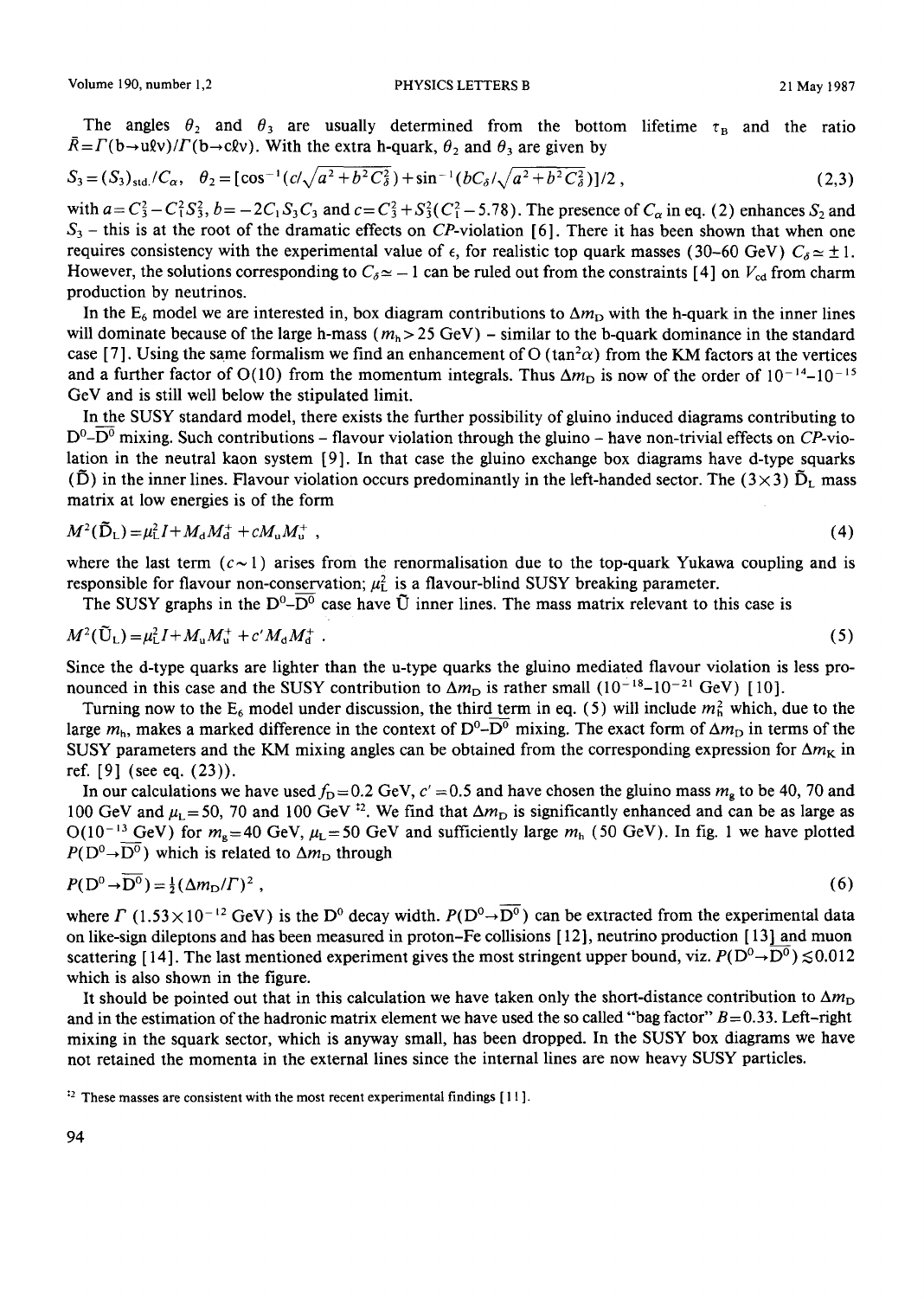The angles $\theta_2$ and $\theta_3$ are usually determined from the bottom lifetime $\tau_B$ and the ratio $\bar{R}=\Gamma(b\to u\ell\nu)/\Gamma(b\to c\ell\nu)$. With the extra h-quark, $\theta_2$ and $\theta_3$ are given by

$$S_3=(S_3)_{\text{std.}}/C_\alpha,\quad \theta_2=[\cos^{-1}(c/\sqrt{a^2+b^2C_\delta^2})+\sin^{-1}(bC_\delta/\sqrt{a^2+b^2C_\delta^2})]/2\,, \tag{2,3}$$

with $a=C_3^2-C_1^2S_3^2$, $b=-2C_1S_3C_3$ and $c=C_3^2+S_3^2(C_1^2-5.78)$. The presence of $C_\alpha$ in eq. (2) enhances $S_2$ and $S_3$ – this is at the root of the dramatic effects on *CP*-violation [6]. There it has been shown that when one requires consistency with the experimental value of $\epsilon$, for realistic top quark masses (30–60 GeV) $C_\delta\simeq\pm1$. However, the solutions corresponding to $C_\delta\simeq-1$ can be ruled out from the constraints [4] on $V_{cd}$ from charm production by neutrinos.

In the $E_6$ model we are interested in, box diagram contributions to $\Delta m_D$ with the h-quark in the inner lines will dominate because of the large h-mass ($m_h>25$ GeV) – similar to the b-quark dominance in the standard case [7]. Using the same formalism we find an enhancement of O ($\tan^2\alpha$) from the KM factors at the vertices and a further factor of O(10) from the momentum integrals. Thus $\Delta m_D$ is now of the order of $10^{-14}$–$10^{-15}$ GeV and is still well below the stipulated limit.

In the SUSY standard model, there exists the further possibility of gluino induced diagrams contributing to $D^0$–$\overline{D^0}$ mixing. Such contributions – flavour violation through the gluino – have non-trivial effects on *CP*-violation in the neutral kaon system [9]. In that case the gluino exchange box diagrams have d-type squarks ($\tilde{D}$) in the inner lines. Flavour violation occurs predominantly in the left-handed sector. The $(3\times3)$ $\tilde{D}_L$ mass matrix at low energies is of the form

$$M^2(\tilde{D}_L)=\mu_L^2I+M_dM_d^++cM_uM_u^+\,, \tag{4}$$

where the last term ($c\sim1$) arises from the renormalisation due to the top-quark Yukawa coupling and is responsible for flavour non-conservation; $\mu_L^2$ is a flavour-blind SUSY breaking parameter.

The SUSY graphs in the $D^0$–$\overline{D^0}$ case have $\tilde{U}$ inner lines. The mass matrix relevant to this case is

$$M^2(\tilde{U}_L)=\mu_L^2I+M_uM_u^++c'M_dM_d^+\,. \tag{5}$$

Since the d-type quarks are lighter than the u-type quarks the gluino mediated flavour violation is less pronounced in this case and the SUSY contribution to $\Delta m_D$ is rather small ($10^{-18}$–$10^{-21}$ GeV) [10].

Turning now to the $E_6$ model under discussion, the third term in eq. (5) will include $m_h^2$ which, due to the large $m_h$, makes a marked difference in the context of $D^0$–$\overline{D^0}$ mixing. The exact form of $\Delta m_D$ in terms of the SUSY parameters and the KM mixing angles can be obtained from the corresponding expression for $\Delta m_K$ in ref. [9] (see eq. (23)).

In our calculations we have used $f_D=0.2$ GeV, $c'=0.5$ and have chosen the gluino mass $m_g$ to be 40, 70 and 100 GeV and $\mu_L=50$, 70 and 100 GeV [‡2]. We find that $\Delta m_D$ is significantly enhanced and can be as large as O($10^{-13}$ GeV) for $m_g=40$ GeV, $\mu_L=50$ GeV and sufficiently large $m_h$ (50 GeV). In fig. 1 we have plotted $P(D^0\to\overline{D^0})$ which is related to $\Delta m_D$ through

$$P(D^0\to\overline{D^0})=\tfrac{1}{2}(\Delta m_D/\Gamma)^2\,, \tag{6}$$

where $\Gamma$ ($1.53\times10^{-12}$ GeV) is the $D^0$ decay width. $P(D^0\to\overline{D^0})$ can be extracted from the experimental data on like-sign dileptons and has been measured in proton–Fe collisions [12], neutrino production [13] and muon scattering [14]. The last mentioned experiment gives the most stringent upper bound, viz. $P(D^0\to\overline{D^0})\lesssim0.012$ which is also shown in the figure.

It should be pointed out that in this calculation we have taken only the short-distance contribution to $\Delta m_D$ and in the estimation of the hadronic matrix element we have used the so called "bag factor" $B=0.33$. Left–right mixing in the squark sector, which is anyway small, has been dropped. In the SUSY box diagrams we have not retained the momenta in the external lines since the internal lines are now heavy SUSY particles.

‡2 These masses are consistent with the most recent experimental findings [11].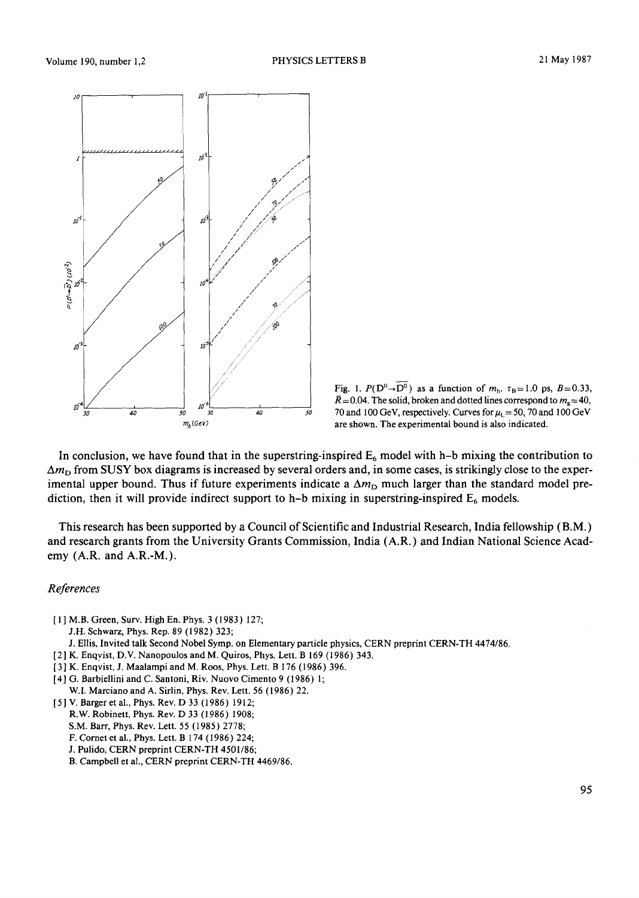Fig. 1. $P(D^0 \to \overline{D^0})$ as a function of $m_h$. $\tau_B = 1.0$ ps, $B = 0.33$, $\bar{R} = 0.04$. The solid, broken and dotted lines correspond to $m_{\tilde{g}} = 40$, 70 and 100 GeV, respectively. Curves for $\mu_L = 50$, 70 and 100 GeV are shown. The experimental bound is also indicated.

In conclusion, we have found that in the superstring-inspired $E_6$ model with h–b mixing the contribution to $\Delta m_D$ from SUSY box diagrams is increased by several orders and, in some cases, is strikingly close to the experimental upper bound. Thus if future experiments indicate a $\Delta m_D$ much larger than the standard model prediction, then it will provide indirect support to h–b mixing in superstring-inspired $E_6$ models.

This research has been supported by a Council of Scientific and Industrial Research, India fellowship (B.M.) and research grants from the University Grants Commission, India (A.R.) and Indian National Science Academy (A.R. and A.R.-M.).

## References

[1] M.B. Green, Surv. High En. Phys. 3 (1983) 127;
J.H. Schwarz, Phys. Rep. 89 (1982) 323;
J. Ellis, Invited talk Second Nobel Symp. on Elementary particle physics, CERN preprint CERN-TH 4474/86.

[2] K. Enqvist, D.V. Nanopoulos and M. Quiros, Phys. Lett. B 169 (1986) 343.

[3] K. Enqvist, J. Maalampi and M. Roos, Phys. Lett. B 176 (1986) 396.

[4] G. Barbiellini and C. Santoni, Riv. Nuovo Cimento 9 (1986) 1;
W.I. Marciano and A. Sirlin, Phys. Rev. Lett. 56 (1986) 22.

[5] V. Barger et al., Phys. Rev. D 33 (1986) 1912;
R.W. Robinett, Phys. Rev. D 33 (1986) 1908;
S.M. Barr, Phys. Rev. Lett. 55 (1985) 2778;
F. Cornet et al., Phys. Lett. B 174 (1986) 224;
J. Pulido, CERN preprint CERN-TH 4501/86;
B. Campbell et al., CERN preprint CERN-TH 4469/86.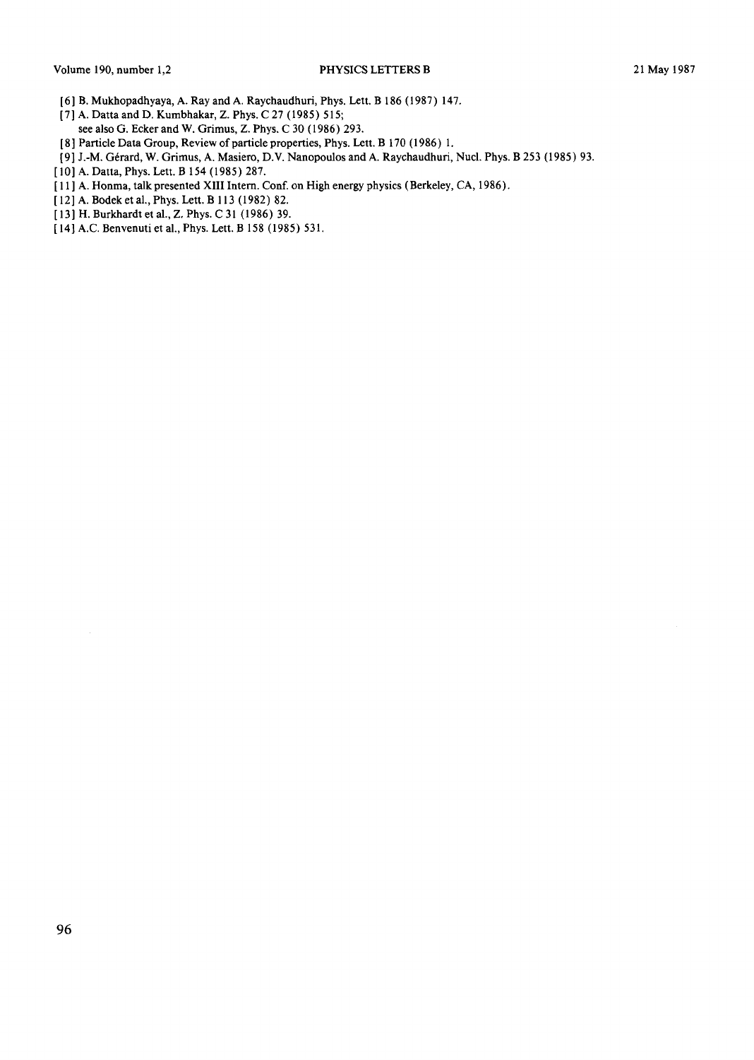[6] B. Mukhopadhyaya, A. Ray and A. Raychaudhuri, Phys. Lett. B 186 (1987) 147.

[7] A. Datta and D. Kumbhakar, Z. Phys. C 27 (1985) 515;
see also G. Ecker and W. Grimus, Z. Phys. C 30 (1986) 293.

[8] Particle Data Group, Review of particle properties, Phys. Lett. B 170 (1986) 1.

[9] J.-M. Gérard, W. Grimus, A. Masiero, D.V. Nanopoulos and A. Raychaudhuri, Nucl. Phys. B 253 (1985) 93.

[10] A. Datta, Phys. Lett. B 154 (1985) 287.

[11] A. Honma, talk presented XIII Intern. Conf. on High energy physics (Berkeley, CA, 1986).

[12] A. Bodek et al., Phys. Lett. B 113 (1982) 82.

[13] H. Burkhardt et al., Z. Phys. C 31 (1986) 39.

[14] A.C. Benvenuti et al., Phys. Lett. B 158 (1985) 531.